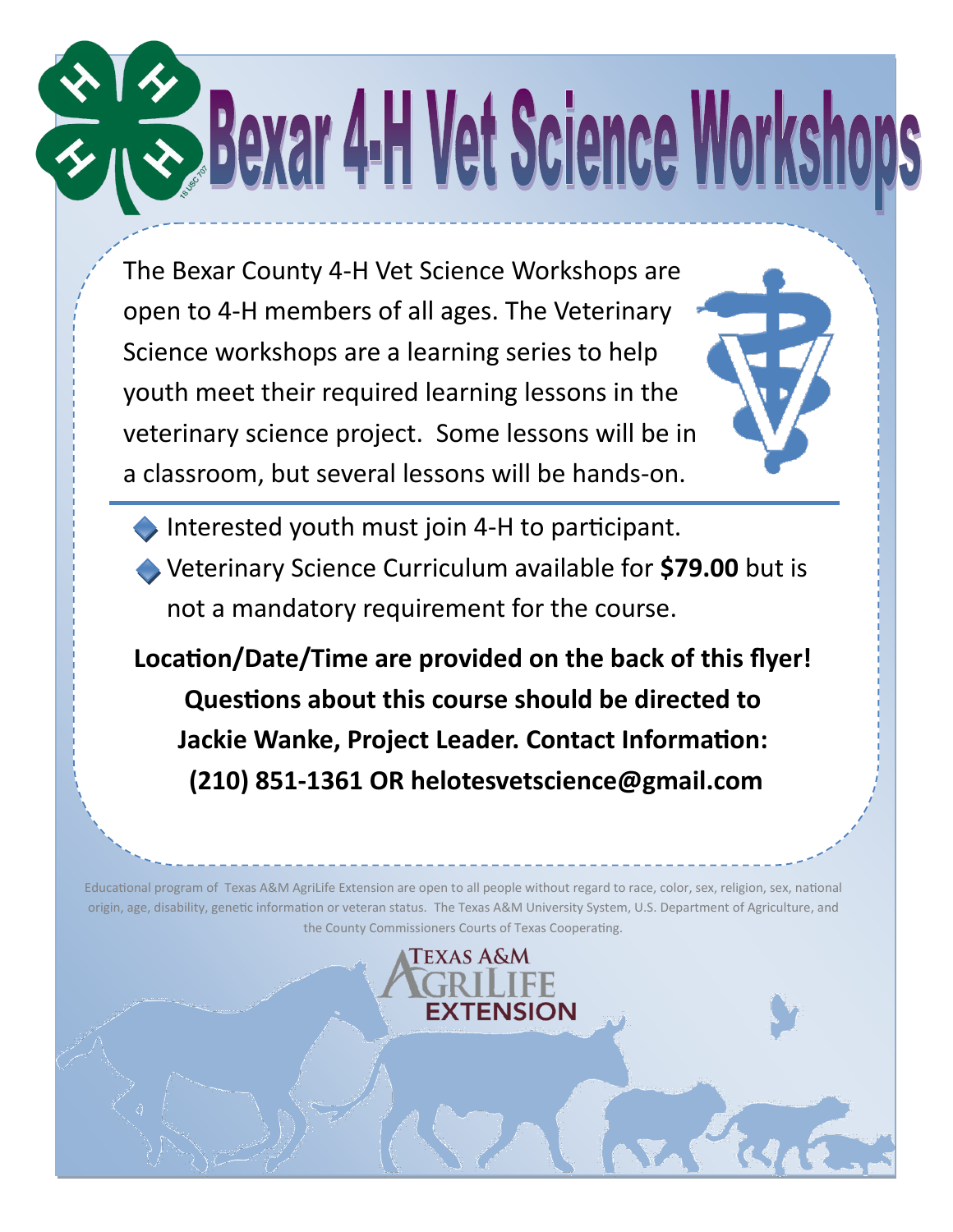# Bexar 4-H Vet Science Workshops

The Bexar County 4-H Vet Science Workshops are open to 4-H members of all ages. The Veterinary Science workshops are a learning series to help youth meet their required learning lessons in the veterinary science project. Some lessons will be in a classroom, but several lessons will be hands-on.

- Interested youth must join 4-H to participant.
- Veterinary Science Curriculum available for **$79.00** but is not a mandatory requirement for the course.

**Location/Date/Time are provided on the back of this flyer!**
**Questions about this course should be directed to Jackie Wanke, Project Leader. Contact Information: (210) 851-1361 OR helotesvetscience@gmail.com**

Educational program of Texas A&M AgriLife Extension are open to all people without regard to race, color, sex, religion, sex, national origin, age, disability, genetic information or veteran status. The Texas A&M University System, U.S. Department of Agriculture, and the County Commissioners Courts of Texas Cooperating.

Texas A&M AgriLife Extension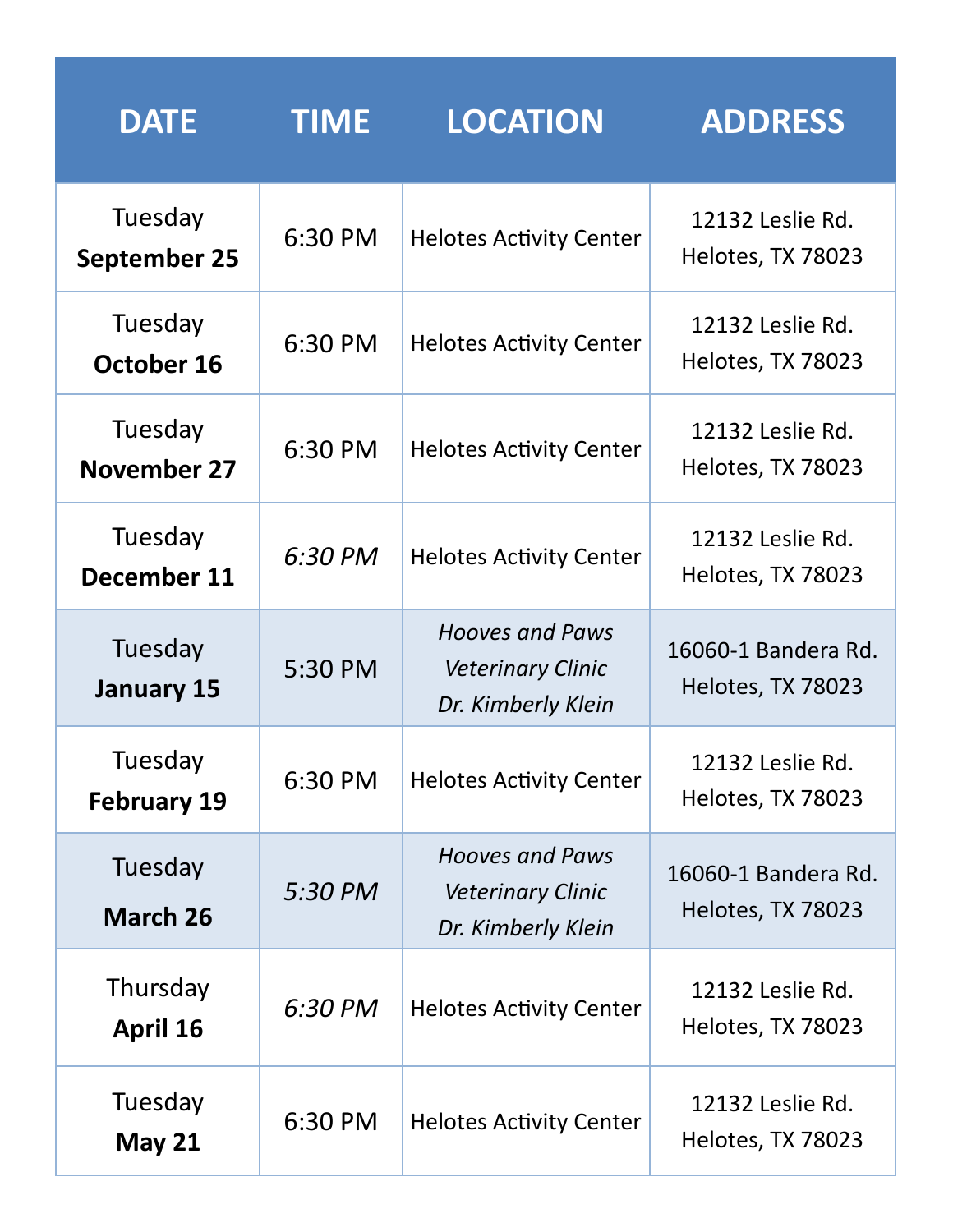| DATE | TIME | LOCATION | ADDRESS |
|---|---|---|---|
| Tuesday **September 25** | 6:30 PM | Helotes Activity Center | 12132 Leslie Rd. Helotes, TX 78023 |
| Tuesday **October 16** | 6:30 PM | Helotes Activity Center | 12132 Leslie Rd. Helotes, TX 78023 |
| Tuesday **November 27** | 6:30 PM | Helotes Activity Center | 12132 Leslie Rd. Helotes, TX 78023 |
| Tuesday **December 11** | *6:30 PM* | Helotes Activity Center | 12132 Leslie Rd. Helotes, TX 78023 |
| Tuesday **January 15** | 5:30 PM | *Hooves and Paws Veterinary Clinic Dr. Kimberly Klein* | 16060-1 Bandera Rd. Helotes, TX 78023 |
| Tuesday **February 19** | 6:30 PM | Helotes Activity Center | 12132 Leslie Rd. Helotes, TX 78023 |
| Tuesday **March 26** | *5:30 PM* | *Hooves and Paws Veterinary Clinic Dr. Kimberly Klein* | 16060-1 Bandera Rd. Helotes, TX 78023 |
| Thursday **April 16** | *6:30 PM* | Helotes Activity Center | 12132 Leslie Rd. Helotes, TX 78023 |
| Tuesday **May 21** | 6:30 PM | Helotes Activity Center | 12132 Leslie Rd. Helotes, TX 78023 |